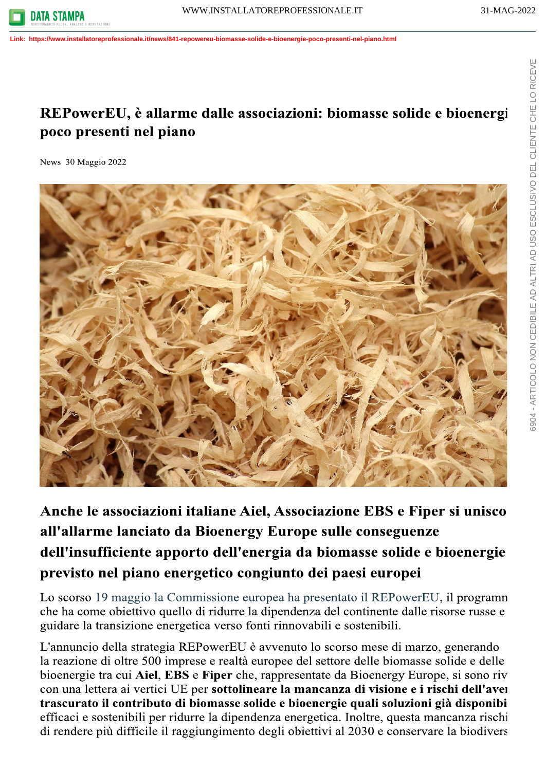# REPowerEU, è allarme dalle associazioni: biomasse solide e bioenergi poco presenti nel piano

News 30 Maggio 2022

## Anche le associazioni italiane Aiel, Associazione EBS e Fiper si unisco all'allarme lanciato da Bioenergy Europe sulle conseguenze dell'insufficiente apporto dell'energia da biomasse solide e bioenergie previsto nel piano energetico congiunto dei paesi europei

Lo scorso 19 maggio la Commissione europea ha presentato il REPowerEU, il programn che ha come obiettivo quello di ridurre la dipendenza del continente dalle risorse russe e guidare la transizione energetica verso fonti rinnovabili e sostenibili.

L'annuncio della strategia REPowerEU è avvenuto lo scorso mese di marzo, generando la reazione di oltre 500 imprese e realtà europee del settore delle biomasse solide e delle bioenergie tra cui **Aiel**, **EBS** e **Fiper** che, rappresentate da Bioenergy Europe, si sono riv con una lettera ai vertici UE per **sottolineare la mancanza di visione e i rischi dell'aver trascurato il contributo di biomasse solide e bioenergie quali soluzioni già disponibi** efficaci e sostenibili per ridurre la dipendenza energetica. Inoltre, questa mancanza rischi di rendere più difficile il raggiungimento degli obiettivi al 2030 e conservare la biodivers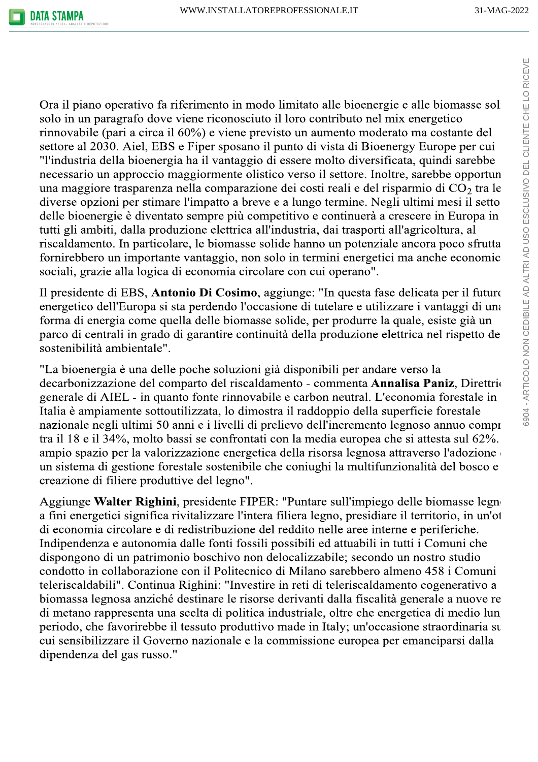Ora il piano operativo fa riferimento in modo limitato alle bioenergie e alle biomasse sol solo in un paragrafo dove viene riconosciuto il loro contributo nel mix energetico rinnovabile (pari a circa il 60%) e viene previsto un aumento moderato ma costante del settore al 2030. Aiel, EBS e Fiper sposano il punto di vista di Bioenergy Europe per cui "l'industria della bioenergia ha il vantaggio di essere molto diversificata, quindi sarebbe necessario un approccio maggiormente olistico verso il settore. Inoltre, sarebbe opportun una maggiore trasparenza nella comparazione dei costi reali e del risparmio di $CO_2$ tra le diverse opzioni per stimare l'impatto a breve e a lungo termine. Negli ultimi mesi il setto delle bioenergie è diventato sempre più competitivo e continuerà a crescere in Europa in tutti gli ambiti, dalla produzione elettrica all'industria, dai trasporti all'agricoltura, al riscaldamento. In particolare, le biomasse solide hanno un potenziale ancora poco sfrutta fornirebbero un importante vantaggio, non solo in termini energetici ma anche economic sociali, grazie alla logica di economia circolare con cui operano".

Il presidente di EBS, **Antonio Di Cosimo**, aggiunge: "In questa fase delicata per il futuro energetico dell'Europa si sta perdendo l'occasione di tutelare e utilizzare i vantaggi di una forma di energia come quella delle biomasse solide, per produrre la quale, esiste già un parco di centrali in grado di garantire continuità della produzione elettrica nel rispetto de sostenibilità ambientale".

"La bioenergia è una delle poche soluzioni già disponibili per andare verso la decarbonizzazione del comparto del riscaldamento - commenta **Annalisa Paniz**, Direttri generale di AIEL - in quanto fonte rinnovabile e carbon neutral. L'economia forestale in Italia è ampiamente sottoutilizzata, lo dimostra il raddoppio della superficie forestale nazionale negli ultimi 50 anni e i livelli di prelievo dell'incremento legnoso annuo compr tra il 18 e il 34%, molto bassi se confrontati con la media europea che si attesta sul 62%. ampio spazio per la valorizzazione energetica della risorsa legnosa attraverso l'adozione un sistema di gestione forestale sostenibile che coniughi la multifunzionalità del bosco e creazione di filiere produttive del legno".

Aggiunge **Walter Righini**, presidente FIPER: "Puntare sull'impiego delle biomasse legn a fini energetici significa rivitalizzare l'intera filiera legno, presidiare il territorio, in un'o di economia circolare e di redistribuzione del reddito nelle aree interne e periferiche. Indipendenza e autonomia dalle fonti fossili possibili ed attuabili in tutti i Comuni che dispongono di un patrimonio boschivo non delocalizzabile; secondo un nostro studio condotto in collaborazione con il Politecnico di Milano sarebbero almeno 458 i Comuni teleriscaldabili". Continua Righini: "Investire in reti di teleriscaldamento cogenerativo a biomassa legnosa anziché destinare le risorse derivanti dalla fiscalità generale a nuove re di metano rappresenta una scelta di politica industriale, oltre che energetica di medio lun periodo, che favorirebbe il tessuto produttivo made in Italy; un'occasione straordinaria su cui sensibilizzare il Governo nazionale e la commissione europea per emanciparsi dalla dipendenza del gas russo."